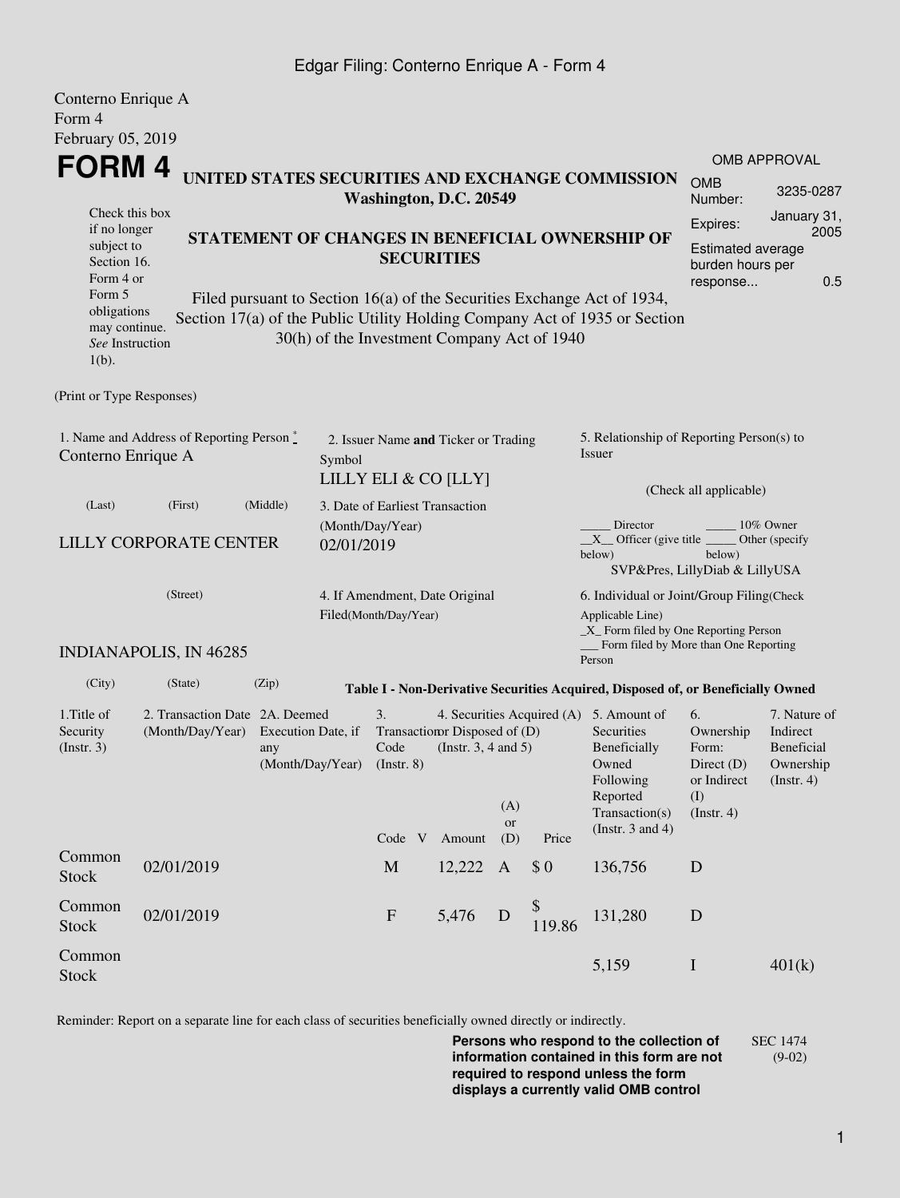Conterno Enrique A
Form 4
February 05, 2019

# FORM 4

**UNITED STATES SECURITIES AND EXCHANGE COMMISSION**
**Washington, D.C. 20549**

Check this box if no longer subject to Section 16. Form 4 or Form 5 obligations may continue. *See* Instruction 1(b).

**STATEMENT OF CHANGES IN BENEFICIAL OWNERSHIP OF SECURITIES**

Filed pursuant to Section 16(a) of the Securities Exchange Act of 1934, Section 17(a) of the Public Utility Holding Company Act of 1935 or Section 30(h) of the Investment Company Act of 1940

| OMB APPROVAL | |
|---|---|
| OMB Number: | 3235-0287 |
| Expires: | January 31, 2005 |
| Estimated average burden hours per response... | 0.5 |

(Print or Type Responses)

1. Name and Address of Reporting Person *
Conterno Enrique A

(Last) (First) (Middle)

LILLY CORPORATE CENTER

(Street)

INDIANAPOLIS, IN 46285

(City) (State) (Zip)

2. Issuer Name **and** Ticker or Trading Symbol
LILLY ELI & CO [LLY]

3. Date of Earliest Transaction (Month/Day/Year)
02/01/2019

4. If Amendment, Date Original Filed(Month/Day/Year)

5. Relationship of Reporting Person(s) to Issuer

(Check all applicable)

_____ Director _____ 10% Owner
__X__ Officer (give title below) _____ Other (specify below)
SVP&Pres, LillyDiab & LillyUSA

6. Individual or Joint/Group Filing(Check Applicable Line)
_X_ Form filed by One Reporting Person
___ Form filed by More than One Reporting Person

**Table I - Non-Derivative Securities Acquired, Disposed of, or Beneficially Owned**

| 1.Title of Security (Instr. 3) | 2. Transaction Date (Month/Day/Year) | 2A. Deemed Execution Date, if any (Month/Day/Year) | 3. Transaction Code (Instr. 8) | | 4. Securities Acquired (A) or Disposed of (D) (Instr. 3, 4 and 5) | | | 5. Amount of Securities Beneficially Owned Following Reported Transaction(s) (Instr. 3 and 4) | 6. Ownership Form: Direct (D) or Indirect (I) (Instr. 4) | 7. Nature of Indirect Beneficial Ownership (Instr. 4) |
|---|---|---|---|---|---|---|---|---|---|---|
| | | | Code | V | Amount | (A) or (D) | Price | | | |
| Common Stock | 02/01/2019 | | M | | 12,222 | A | $ 0 | 136,756 | D | |
| Common Stock | 02/01/2019 | | F | | 5,476 | D | $ 119.86 | 131,280 | D | |
| Common Stock | | | | | | | | 5,159 | I | 401(k) |

Reminder: Report on a separate line for each class of securities beneficially owned directly or indirectly.

**Persons who respond to the collection of information contained in this form are not required to respond unless the form displays a currently valid OMB control**

SEC 1474 (9-02)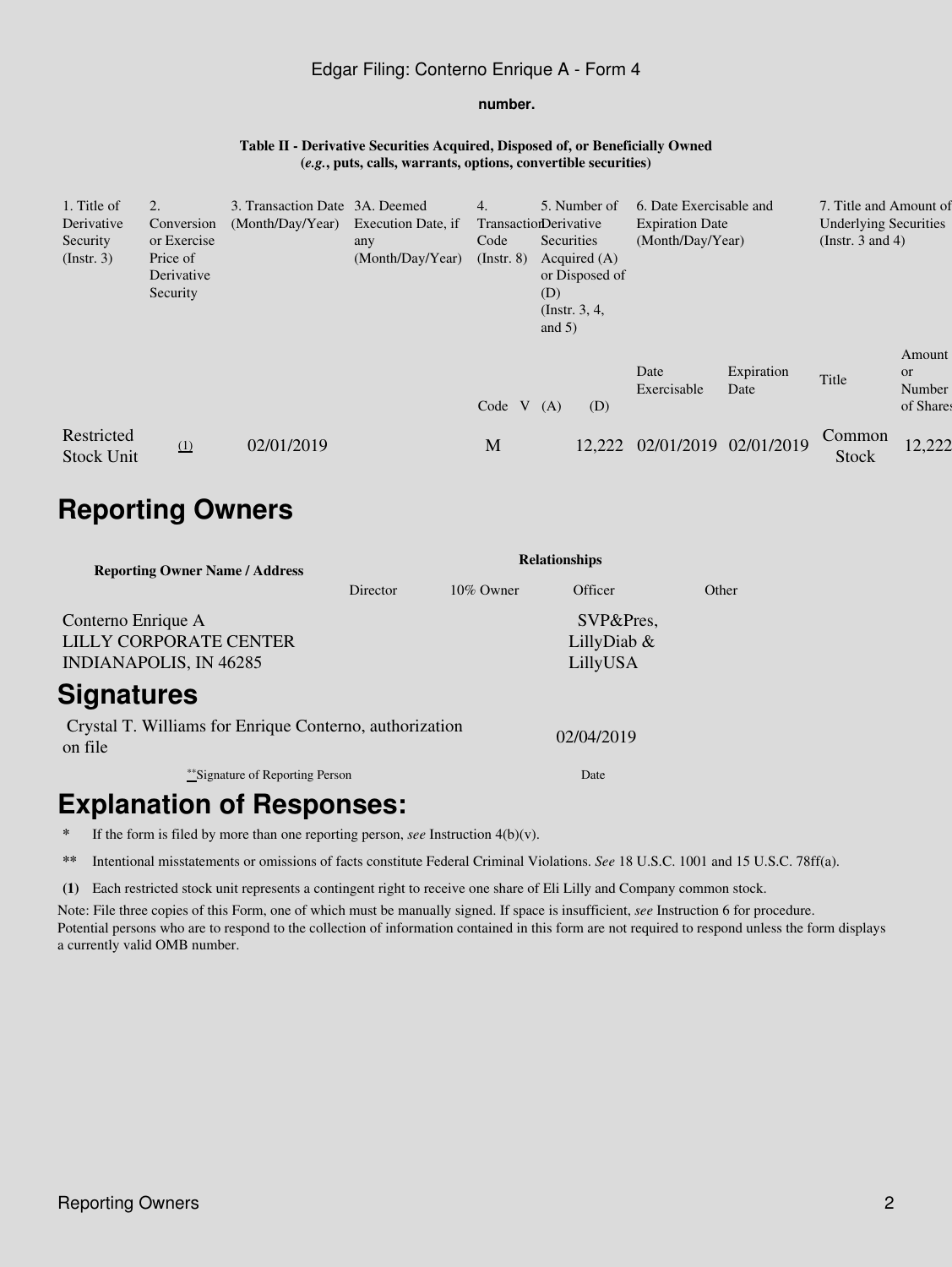number.

**Table II - Derivative Securities Acquired, Disposed of, or Beneficially Owned**
**(*e.g.*, puts, calls, warrants, options, convertible securities)**

| 1. Title of Derivative Security (Instr. 3) | 2. Conversion or Exercise Price of Derivative Security | 3. Transaction Date (Month/Day/Year) | 3A. Deemed Execution Date, if any (Month/Day/Year) | 4. Transaction Code (Instr. 8) | | 5. Number of Derivative Securities Acquired (A) or Disposed of (D) (Instr. 3, 4, and 5) | | 6. Date Exercisable and Expiration Date (Month/Day/Year) | | 7. Title and Amount of Underlying Securities (Instr. 3 and 4) | |
|---|---|---|---|---|---|---|---|---|---|---|---|
| | | | | Code | V | (A) | (D) | Date Exercisable | Expiration Date | Title | Amount or Number of Shares |
| Restricted Stock Unit | (1) | 02/01/2019 | | M | | | 12,222 | 02/01/2019 | 02/01/2019 | Common Stock | 12,222 |

# Reporting Owners

| Reporting Owner Name / Address | Relationships | | | |
|---|---|---|---|---|
| | Director | 10% Owner | Officer | Other |
| Conterno Enrique A<br>LILLY CORPORATE CENTER<br>INDIANAPOLIS, IN 46285 | | | SVP&Pres, LillyDiab & LillyUSA | |

# Signatures

| | |
|---|---|
| Crystal T. Williams for Enrique Conterno, authorization on file | 02/04/2019 |
| **Signature of Reporting Person | Date |

# Explanation of Responses:

\* If the form is filed by more than one reporting person, *see* Instruction 4(b)(v).

** Intentional misstatements or omissions of facts constitute Federal Criminal Violations. *See* 18 U.S.C. 1001 and 15 U.S.C. 78ff(a).

**(1)** Each restricted stock unit represents a contingent right to receive one share of Eli Lilly and Company common stock.

Note: File three copies of this Form, one of which must be manually signed. If space is insufficient, *see* Instruction 6 for procedure.
Potential persons who are to respond to the collection of information contained in this form are not required to respond unless the form displays a currently valid OMB number.